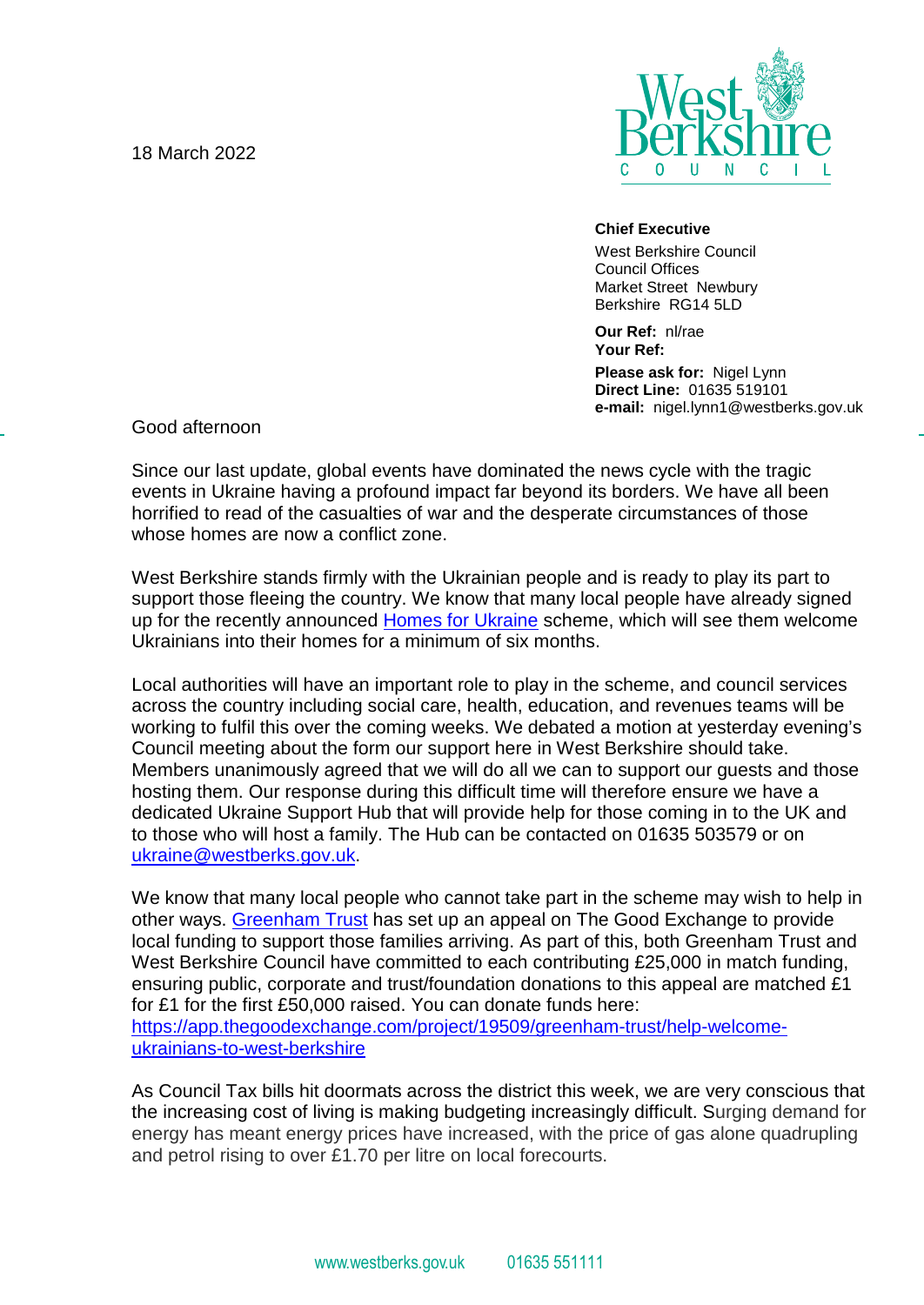18 March 2022

**Chief Executive**
West Berkshire Council
Council Offices
Market Street Newbury
Berkshire RG14 5LD

**Our Ref:** nl/rae
**Your Ref:**

**Please ask for:** Nigel Lynn
**Direct Line:** 01635 519101
**e-mail:** nigel.lynn1@westberks.gov.uk

Good afternoon

Since our last update, global events have dominated the news cycle with the tragic events in Ukraine having a profound impact far beyond its borders. We have all been horrified to read of the casualties of war and the desperate circumstances of those whose homes are now a conflict zone.

West Berkshire stands firmly with the Ukrainian people and is ready to play its part to support those fleeing the country. We know that many local people have already signed up for the recently announced Homes for Ukraine scheme, which will see them welcome Ukrainians into their homes for a minimum of six months.

Local authorities will have an important role to play in the scheme, and council services across the country including social care, health, education, and revenues teams will be working to fulfil this over the coming weeks. We debated a motion at yesterday evening's Council meeting about the form our support here in West Berkshire should take. Members unanimously agreed that we will do all we can to support our guests and those hosting them. Our response during this difficult time will therefore ensure we have a dedicated Ukraine Support Hub that will provide help for those coming in to the UK and to those who will host a family. The Hub can be contacted on 01635 503579 or on ukraine@westberks.gov.uk.

We know that many local people who cannot take part in the scheme may wish to help in other ways. Greenham Trust has set up an appeal on The Good Exchange to provide local funding to support those families arriving. As part of this, both Greenham Trust and West Berkshire Council have committed to each contributing £25,000 in match funding, ensuring public, corporate and trust/foundation donations to this appeal are matched £1 for £1 for the first £50,000 raised. You can donate funds here: https://app.thegoodexchange.com/project/19509/greenham-trust/help-welcome-ukrainians-to-west-berkshire

As Council Tax bills hit doormats across the district this week, we are very conscious that the increasing cost of living is making budgeting increasingly difficult. Surging demand for energy has meant energy prices have increased, with the price of gas alone quadrupling and petrol rising to over £1.70 per litre on local forecourts.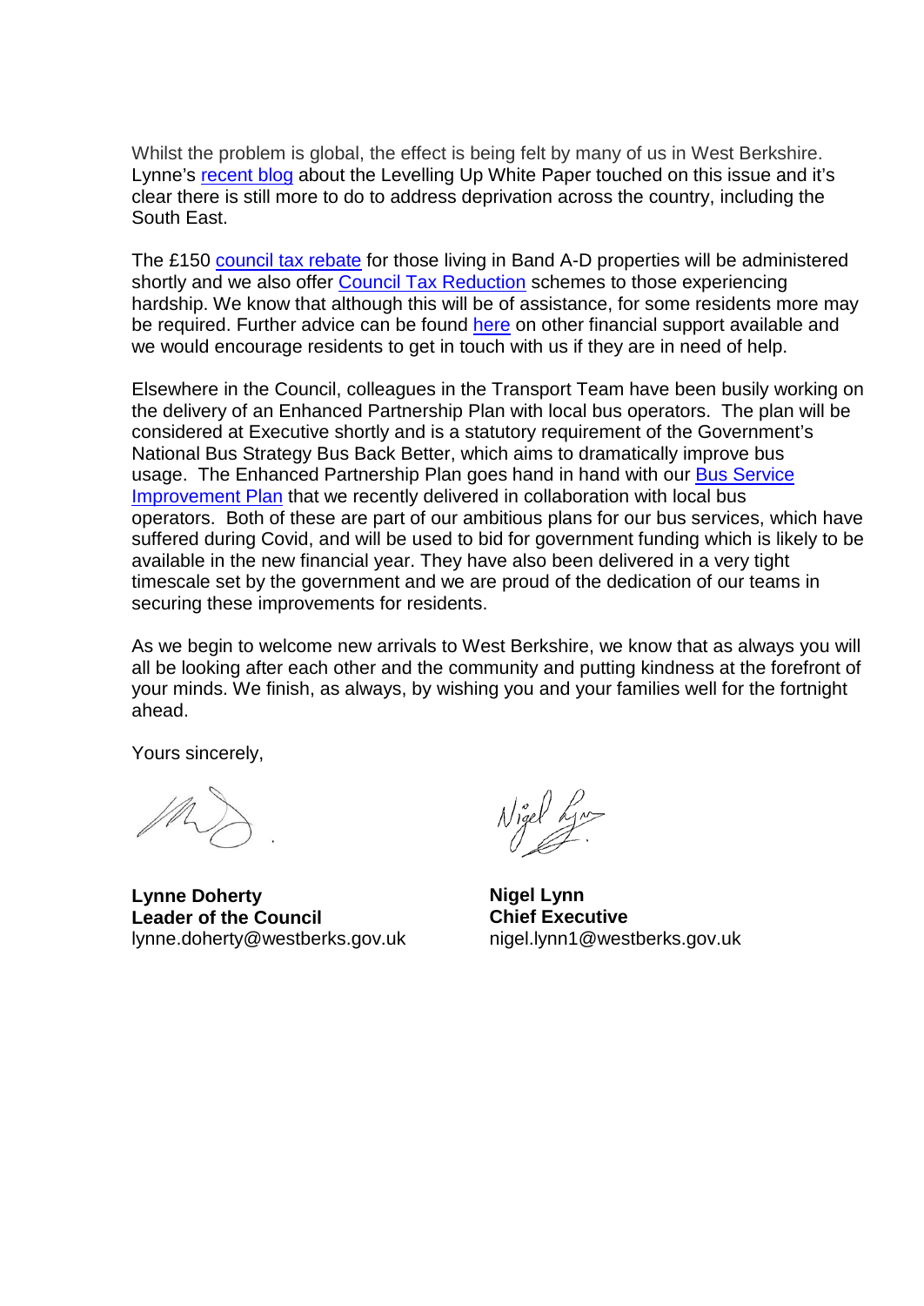Whilst the problem is global, the effect is being felt by many of us in West Berkshire. Lynne's recent blog about the Levelling Up White Paper touched on this issue and it's clear there is still more to do to address deprivation across the country, including the South East.

The £150 council tax rebate for those living in Band A-D properties will be administered shortly and we also offer Council Tax Reduction schemes to those experiencing hardship. We know that although this will be of assistance, for some residents more may be required. Further advice can be found here on other financial support available and we would encourage residents to get in touch with us if they are in need of help.

Elsewhere in the Council, colleagues in the Transport Team have been busily working on the delivery of an Enhanced Partnership Plan with local bus operators. The plan will be considered at Executive shortly and is a statutory requirement of the Government's National Bus Strategy Bus Back Better, which aims to dramatically improve bus usage. The Enhanced Partnership Plan goes hand in hand with our Bus Service Improvement Plan that we recently delivered in collaboration with local bus operators. Both of these are part of our ambitious plans for our bus services, which have suffered during Covid, and will be used to bid for government funding which is likely to be available in the new financial year. They have also been delivered in a very tight timescale set by the government and we are proud of the dedication of our teams in securing these improvements for residents.

As we begin to welcome new arrivals to West Berkshire, we know that as always you will all be looking after each other and the community and putting kindness at the forefront of your minds. We finish, as always, by wishing you and your families well for the fortnight ahead.

Yours sincerely,

**Lynne Doherty**
**Leader of the Council**
lynne.doherty@westberks.gov.uk

**Nigel Lynn**
**Chief Executive**
nigel.lynn1@westberks.gov.uk